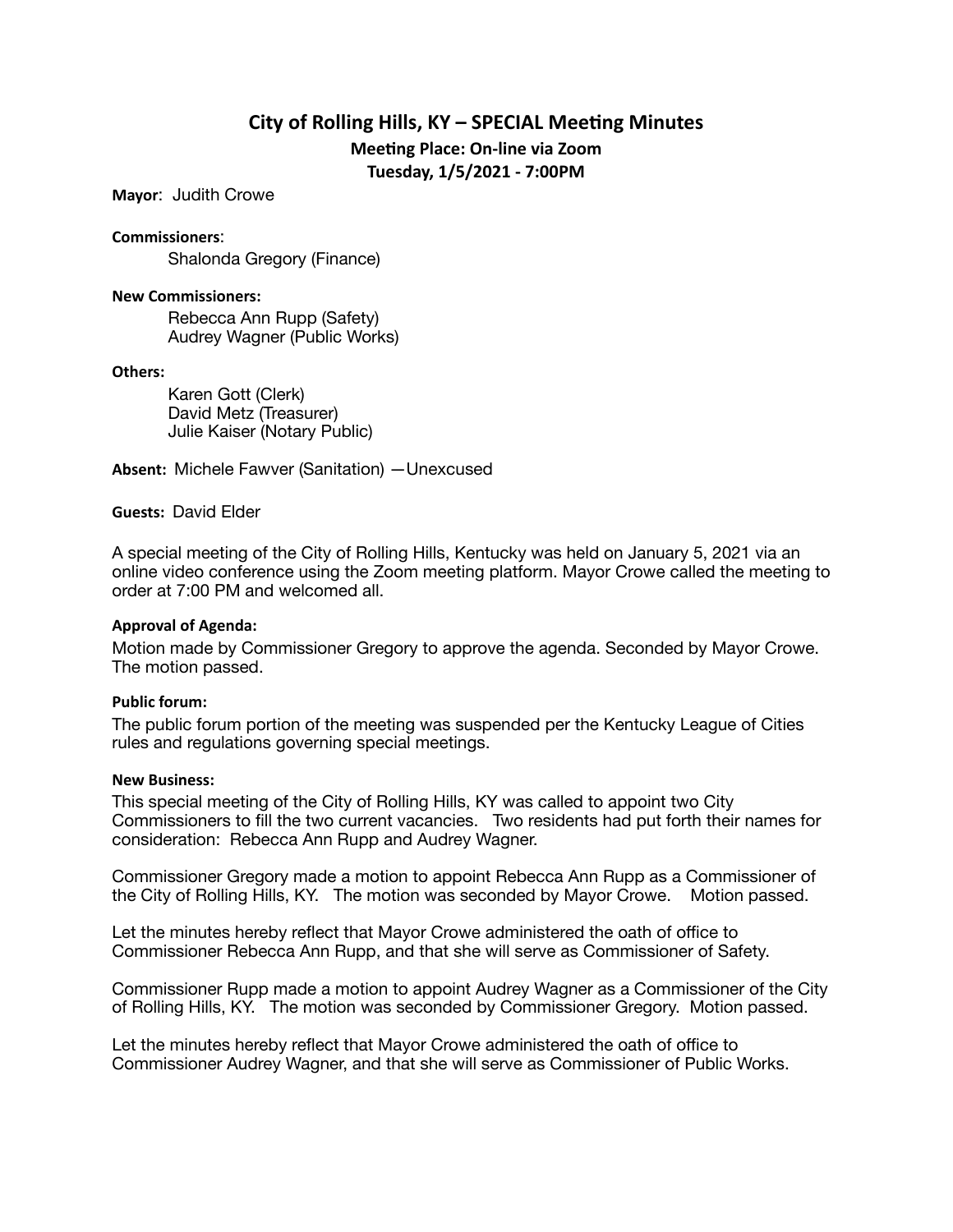# City of Rolling Hills, KY – SPECIAL Meeting Minutes

**Meeting Place: On-line via Zoom**

**Tuesday, 1/5/2021 - 7:00PM**

**Mayor**: Judith Crowe

**Commissioners**:

Shalonda Gregory (Finance)

**New Commissioners:**

Rebecca Ann Rupp (Safety)
Audrey Wagner (Public Works)

**Others:**

Karen Gott (Clerk)
David Metz (Treasurer)
Julie Kaiser (Notary Public)

**Absent:** Michele Fawver (Sanitation) —Unexcused

**Guests:** David Elder

A special meeting of the City of Rolling Hills, Kentucky was held on January 5, 2021 via an online video conference using the Zoom meeting platform. Mayor Crowe called the meeting to order at 7:00 PM and welcomed all.

**Approval of Agenda:**

Motion made by Commissioner Gregory to approve the agenda. Seconded by Mayor Crowe. The motion passed.

**Public forum:**

The public forum portion of the meeting was suspended per the Kentucky League of Cities rules and regulations governing special meetings.

**New Business:**

This special meeting of the City of Rolling Hills, KY was called to appoint two City Commissioners to fill the two current vacancies. Two residents had put forth their names for consideration: Rebecca Ann Rupp and Audrey Wagner.

Commissioner Gregory made a motion to appoint Rebecca Ann Rupp as a Commissioner of the City of Rolling Hills, KY. The motion was seconded by Mayor Crowe. Motion passed.

Let the minutes hereby reflect that Mayor Crowe administered the oath of office to Commissioner Rebecca Ann Rupp, and that she will serve as Commissioner of Safety.

Commissioner Rupp made a motion to appoint Audrey Wagner as a Commissioner of the City of Rolling Hills, KY. The motion was seconded by Commissioner Gregory. Motion passed.

Let the minutes hereby reflect that Mayor Crowe administered the oath of office to Commissioner Audrey Wagner, and that she will serve as Commissioner of Public Works.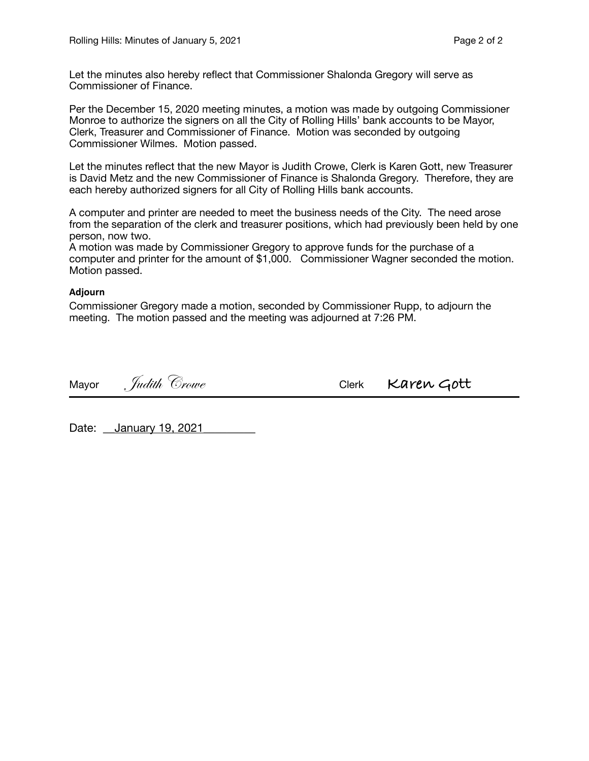Let the minutes also hereby reflect that Commissioner Shalonda Gregory will serve as Commissioner of Finance.

Per the December 15, 2020 meeting minutes, a motion was made by outgoing Commissioner Monroe to authorize the signers on all the City of Rolling Hills' bank accounts to be Mayor, Clerk, Treasurer and Commissioner of Finance. Motion was seconded by outgoing Commissioner Wilmes. Motion passed.

Let the minutes reflect that the new Mayor is Judith Crowe, Clerk is Karen Gott, new Treasurer is David Metz and the new Commissioner of Finance is Shalonda Gregory. Therefore, they are each hereby authorized signers for all City of Rolling Hills bank accounts.

A computer and printer are needed to meet the business needs of the City. The need arose from the separation of the clerk and treasurer positions, which had previously been held by one person, now two.
A motion was made by Commissioner Gregory to approve funds for the purchase of a computer and printer for the amount of $1,000. Commissioner Wagner seconded the motion. Motion passed.

**Adjourn**

Commissioner Gregory made a motion, seconded by Commissioner Rupp, to adjourn the meeting. The motion passed and the meeting was adjourned at 7:26 PM.

Mayor *Judith Crowe* Clerk Karen Gott

Date: January 19, 2021